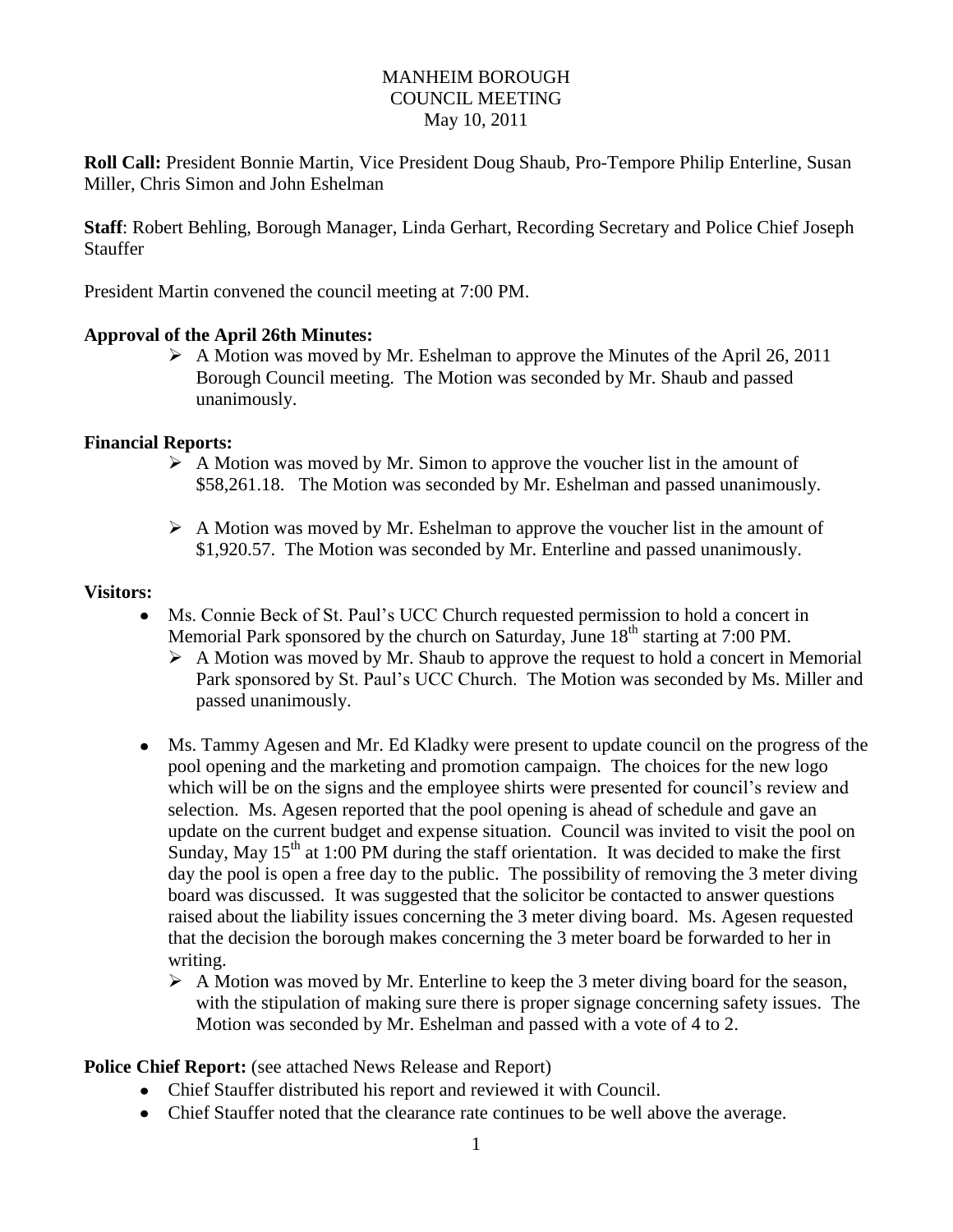MANHEIM BOROUGH
COUNCIL MEETING
May 10, 2011

**Roll Call:** President Bonnie Martin, Vice President Doug Shaub, Pro-Tempore Philip Enterline, Susan Miller, Chris Simon and John Eshelman

**Staff**: Robert Behling, Borough Manager, Linda Gerhart, Recording Secretary and Police Chief Joseph Stauffer

President Martin convened the council meeting at 7:00 PM.

**Approval of the April 26th Minutes:**

- A Motion was moved by Mr. Eshelman to approve the Minutes of the April 26, 2011 Borough Council meeting. The Motion was seconded by Mr. Shaub and passed unanimously.

**Financial Reports:**

- A Motion was moved by Mr. Simon to approve the voucher list in the amount of $58,261.18. The Motion was seconded by Mr. Eshelman and passed unanimously.
- A Motion was moved by Mr. Eshelman to approve the voucher list in the amount of $1,920.57. The Motion was seconded by Mr. Enterline and passed unanimously.

**Visitors:**

- Ms. Connie Beck of St. Paul's UCC Church requested permission to hold a concert in Memorial Park sponsored by the church on Saturday, June 18th starting at 7:00 PM.
  - A Motion was moved by Mr. Shaub to approve the request to hold a concert in Memorial Park sponsored by St. Paul's UCC Church. The Motion was seconded by Ms. Miller and passed unanimously.
- Ms. Tammy Agesen and Mr. Ed Kladky were present to update council on the progress of the pool opening and the marketing and promotion campaign. The choices for the new logo which will be on the signs and the employee shirts were presented for council's review and selection. Ms. Agesen reported that the pool opening is ahead of schedule and gave an update on the current budget and expense situation. Council was invited to visit the pool on Sunday, May 15th at 1:00 PM during the staff orientation. It was decided to make the first day the pool is open a free day to the public. The possibility of removing the 3 meter diving board was discussed. It was suggested that the solicitor be contacted to answer questions raised about the liability issues concerning the 3 meter diving board. Ms. Agesen requested that the decision the borough makes concerning the 3 meter board be forwarded to her in writing.
  - A Motion was moved by Mr. Enterline to keep the 3 meter diving board for the season, with the stipulation of making sure there is proper signage concerning safety issues. The Motion was seconded by Mr. Eshelman and passed with a vote of 4 to 2.

**Police Chief Report:** (see attached News Release and Report)

- Chief Stauffer distributed his report and reviewed it with Council.
- Chief Stauffer noted that the clearance rate continues to be well above the average.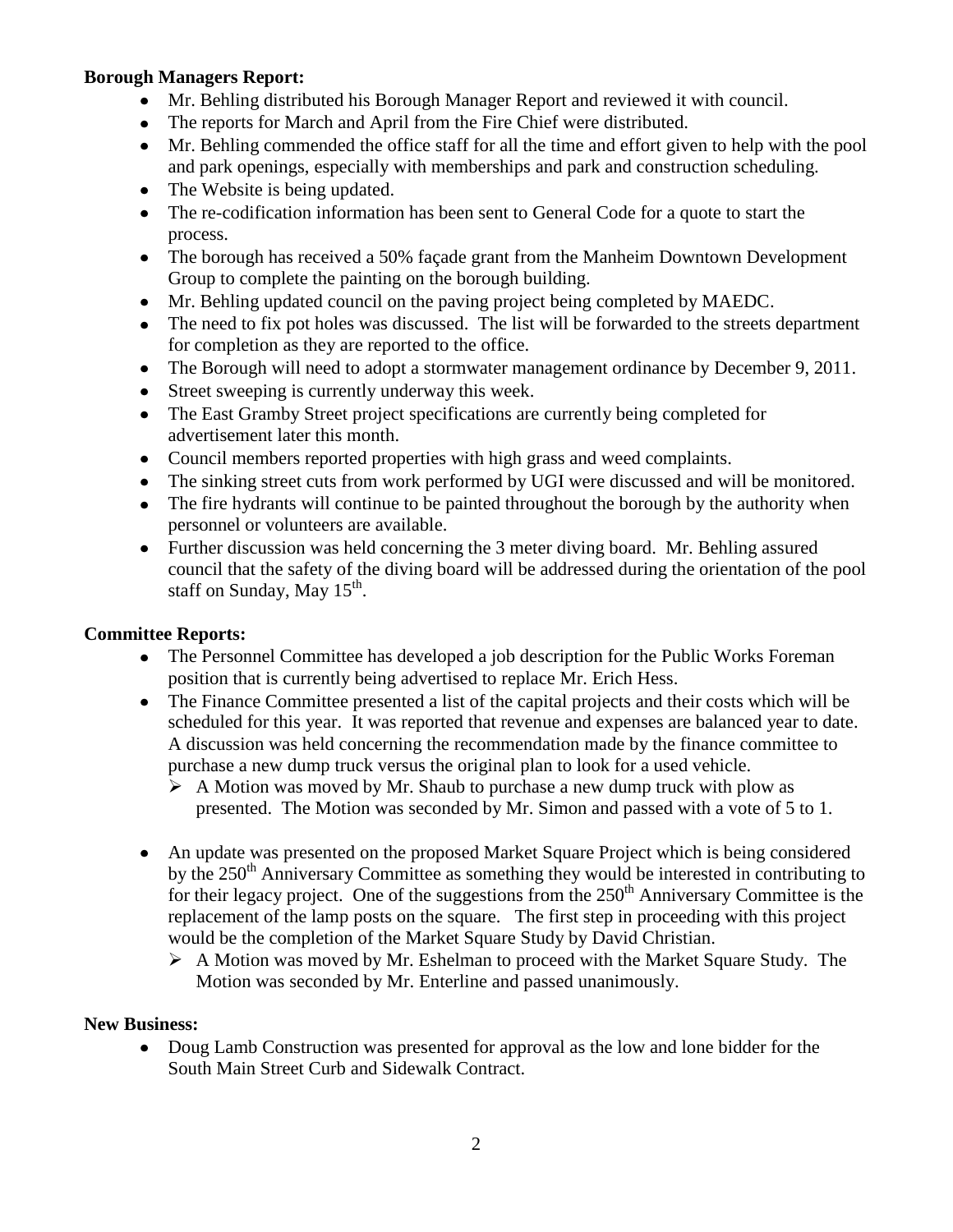**Borough Managers Report:**

- Mr. Behling distributed his Borough Manager Report and reviewed it with council.
- The reports for March and April from the Fire Chief were distributed.
- Mr. Behling commended the office staff for all the time and effort given to help with the pool and park openings, especially with memberships and park and construction scheduling.
- The Website is being updated.
- The re-codification information has been sent to General Code for a quote to start the process.
- The borough has received a 50% façade grant from the Manheim Downtown Development Group to complete the painting on the borough building.
- Mr. Behling updated council on the paving project being completed by MAEDC.
- The need to fix pot holes was discussed. The list will be forwarded to the streets department for completion as they are reported to the office.
- The Borough will need to adopt a stormwater management ordinance by December 9, 2011.
- Street sweeping is currently underway this week.
- The East Gramby Street project specifications are currently being completed for advertisement later this month.
- Council members reported properties with high grass and weed complaints.
- The sinking street cuts from work performed by UGI were discussed and will be monitored.
- The fire hydrants will continue to be painted throughout the borough by the authority when personnel or volunteers are available.
- Further discussion was held concerning the 3 meter diving board. Mr. Behling assured council that the safety of the diving board will be addressed during the orientation of the pool staff on Sunday, May 15th.

**Committee Reports:**

- The Personnel Committee has developed a job description for the Public Works Foreman position that is currently being advertised to replace Mr. Erich Hess.
- The Finance Committee presented a list of the capital projects and their costs which will be scheduled for this year. It was reported that revenue and expenses are balanced year to date. A discussion was held concerning the recommendation made by the finance committee to purchase a new dump truck versus the original plan to look for a used vehicle.
  - ➢ A Motion was moved by Mr. Shaub to purchase a new dump truck with plow as presented. The Motion was seconded by Mr. Simon and passed with a vote of 5 to 1.
- An update was presented on the proposed Market Square Project which is being considered by the 250th Anniversary Committee as something they would be interested in contributing to for their legacy project. One of the suggestions from the 250th Anniversary Committee is the replacement of the lamp posts on the square. The first step in proceeding with this project would be the completion of the Market Square Study by David Christian.
  - ➢ A Motion was moved by Mr. Eshelman to proceed with the Market Square Study. The Motion was seconded by Mr. Enterline and passed unanimously.

**New Business:**

- Doug Lamb Construction was presented for approval as the low and lone bidder for the South Main Street Curb and Sidewalk Contract.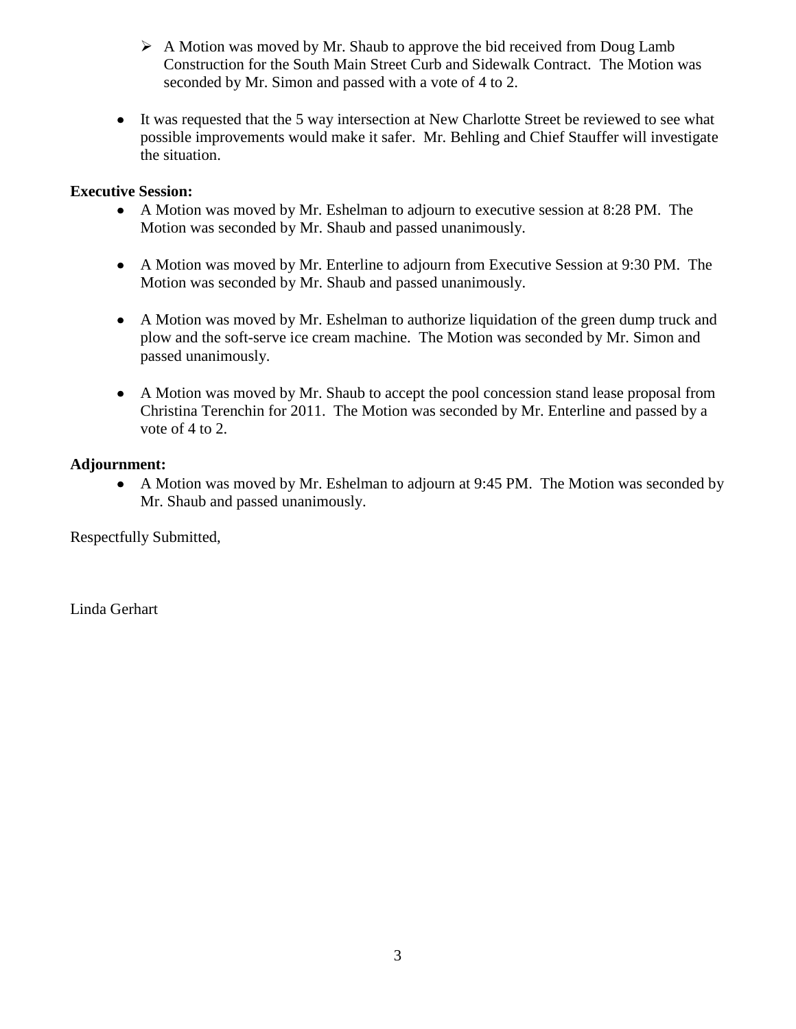- A Motion was moved by Mr. Shaub to approve the bid received from Doug Lamb Construction for the South Main Street Curb and Sidewalk Contract. The Motion was seconded by Mr. Simon and passed with a vote of 4 to 2.

- It was requested that the 5 way intersection at New Charlotte Street be reviewed to see what possible improvements would make it safer. Mr. Behling and Chief Stauffer will investigate the situation.

**Executive Session:**

- A Motion was moved by Mr. Eshelman to adjourn to executive session at 8:28 PM. The Motion was seconded by Mr. Shaub and passed unanimously.

- A Motion was moved by Mr. Enterline to adjourn from Executive Session at 9:30 PM. The Motion was seconded by Mr. Shaub and passed unanimously.

- A Motion was moved by Mr. Eshelman to authorize liquidation of the green dump truck and plow and the soft-serve ice cream machine. The Motion was seconded by Mr. Simon and passed unanimously.

- A Motion was moved by Mr. Shaub to accept the pool concession stand lease proposal from Christina Terenchin for 2011. The Motion was seconded by Mr. Enterline and passed by a vote of 4 to 2.

**Adjournment:**

- A Motion was moved by Mr. Eshelman to adjourn at 9:45 PM. The Motion was seconded by Mr. Shaub and passed unanimously.

Respectfully Submitted,

Linda Gerhart